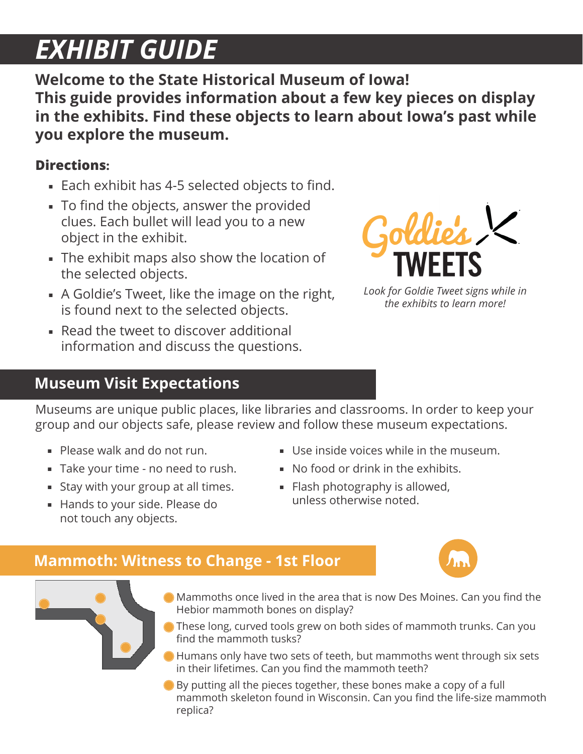# EXHIBIT GUIDE

**Welcome to the State Historical Museum of Iowa!**
**This guide provides information about a few key pieces on display in the exhibits. Find these objects to learn about Iowa's past while you explore the museum.**

**Directions:**

- Each exhibit has 4-5 selected objects to find.
- To find the objects, answer the provided clues. Each bullet will lead you to a new object in the exhibit.
- The exhibit maps also show the location of the selected objects.
- A Goldie's Tweet, like the image on the right, is found next to the selected objects.
- Read the tweet to discover additional information and discuss the questions.

Goldie's TWEETS

*Look for Goldie Tweet signs while in the exhibits to learn more!*

## Museum Visit Expectations

Museums are unique public places, like libraries and classrooms. In order to keep your group and our objects safe, please review and follow these museum expectations.

- Please walk and do not run.
- Take your time - no need to rush.
- Stay with your group at all times.
- Hands to your side. Please do not touch any objects.
- Use inside voices while in the museum.
- No food or drink in the exhibits.
- Flash photography is allowed, unless otherwise noted.

## Mammoth: Witness to Change - 1st Floor

- Mammoths once lived in the area that is now Des Moines. Can you find the Hebior mammoth bones on display?
- These long, curved tools grew on both sides of mammoth trunks. Can you find the mammoth tusks?
- Humans only have two sets of teeth, but mammoths went through six sets in their lifetimes. Can you find the mammoth teeth?
- By putting all the pieces together, these bones make a copy of a full mammoth skeleton found in Wisconsin. Can you find the life-size mammoth replica?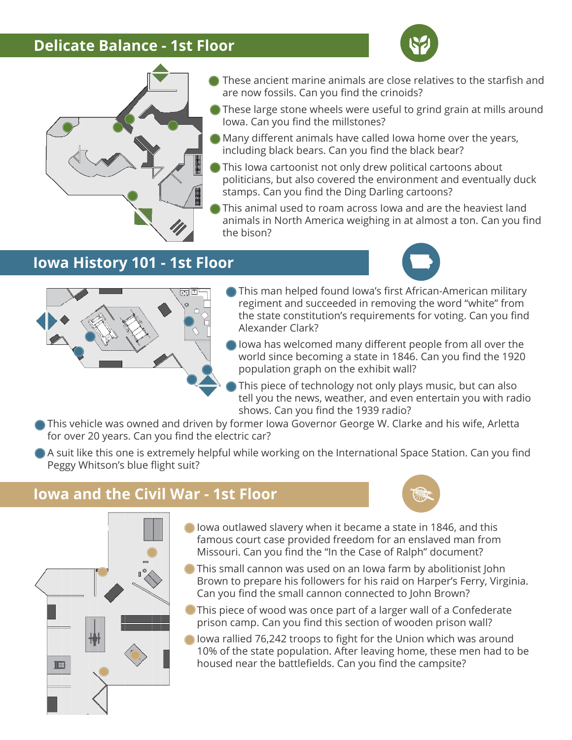## Delicate Balance - 1st Floor

- These ancient marine animals are close relatives to the starfish and are now fossils. Can you find the crinoids?
- These large stone wheels were useful to grind grain at mills around Iowa. Can you find the millstones?
- Many different animals have called Iowa home over the years, including black bears. Can you find the black bear?
- This Iowa cartoonist not only drew political cartoons about politicians, but also covered the environment and eventually duck stamps. Can you find the Ding Darling cartoons?
- This animal used to roam across Iowa and are the heaviest land animals in North America weighing in at almost a ton. Can you find the bison?

## Iowa History 101 - 1st Floor

- This man helped found Iowa's first African-American military regiment and succeeded in removing the word "white" from the state constitution's requirements for voting. Can you find Alexander Clark?
- Iowa has welcomed many different people from all over the world since becoming a state in 1846. Can you find the 1920 population graph on the exhibit wall?
- This piece of technology not only plays music, but can also tell you the news, weather, and even entertain you with radio shows. Can you find the 1939 radio?
- This vehicle was owned and driven by former Iowa Governor George W. Clarke and his wife, Arletta for over 20 years. Can you find the electric car?
- A suit like this one is extremely helpful while working on the International Space Station. Can you find Peggy Whitson's blue flight suit?

## Iowa and the Civil War - 1st Floor

- Iowa outlawed slavery when it became a state in 1846, and this famous court case provided freedom for an enslaved man from Missouri. Can you find the "In the Case of Ralph" document?
- This small cannon was used on an Iowa farm by abolitionist John Brown to prepare his followers for his raid on Harper's Ferry, Virginia. Can you find the small cannon connected to John Brown?
- This piece of wood was once part of a larger wall of a Confederate prison camp. Can you find this section of wooden prison wall?
- Iowa rallied 76,242 troops to fight for the Union which was around 10% of the state population. After leaving home, these men had to be housed near the battlefields. Can you find the campsite?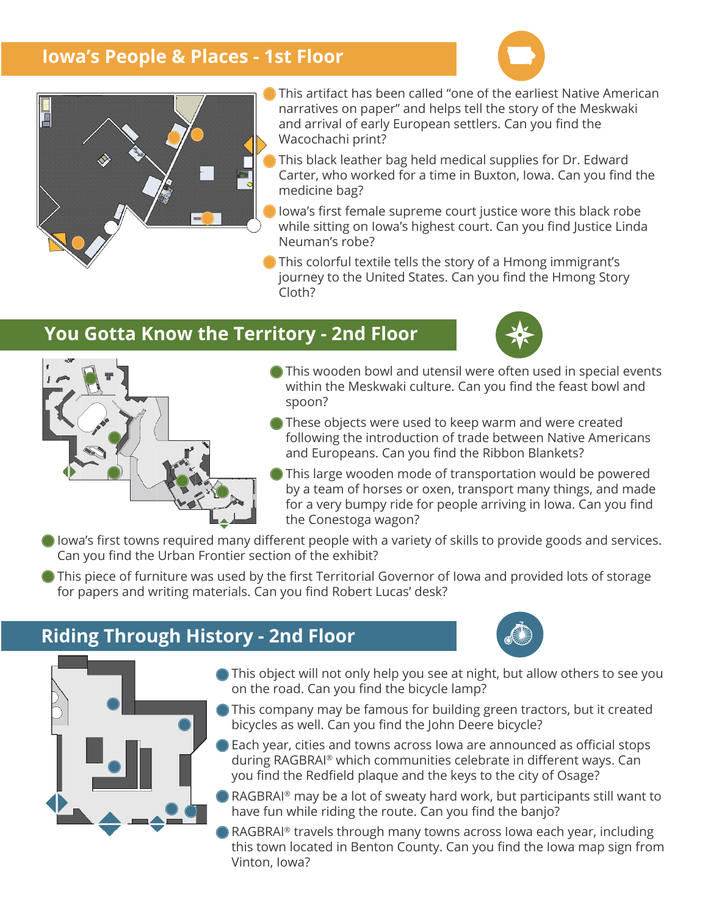## Iowa's People & Places - 1st Floor

- This artifact has been called "one of the earliest Native American narratives on paper" and helps tell the story of the Meskwaki and arrival of early European settlers. Can you find the Wacochachi print?
- This black leather bag held medical supplies for Dr. Edward Carter, who worked for a time in Buxton, Iowa. Can you find the medicine bag?
- Iowa's first female supreme court justice wore this black robe while sitting on Iowa's highest court. Can you find Justice Linda Neuman's robe?
- This colorful textile tells the story of a Hmong immigrant's journey to the United States. Can you find the Hmong Story Cloth?

## You Gotta Know the Territory - 2nd Floor

- This wooden bowl and utensil were often used in special events within the Meskwaki culture. Can you find the feast bowl and spoon?
- These objects were used to keep warm and were created following the introduction of trade between Native Americans and Europeans. Can you find the Ribbon Blankets?
- This large wooden mode of transportation would be powered by a team of horses or oxen, transport many things, and made for a very bumpy ride for people arriving in Iowa. Can you find the Conestoga wagon?
- Iowa's first towns required many different people with a variety of skills to provide goods and services. Can you find the Urban Frontier section of the exhibit?
- This piece of furniture was used by the first Territorial Governor of Iowa and provided lots of storage for papers and writing materials. Can you find Robert Lucas' desk?

## Riding Through History - 2nd Floor

- This object will not only help you see at night, but allow others to see you on the road. Can you find the bicycle lamp?
- This company may be famous for building green tractors, but it created bicycles as well. Can you find the John Deere bicycle?
- Each year, cities and towns across Iowa are announced as official stops during RAGBRAI® which communities celebrate in different ways. Can you find the Redfield plaque and the keys to the city of Osage?
- RAGBRAI® may be a lot of sweaty hard work, but participants still want to have fun while riding the route. Can you find the banjo?
- RAGBRAI® travels through many towns across Iowa each year, including this town located in Benton County. Can you find the Iowa map sign from Vinton, Iowa?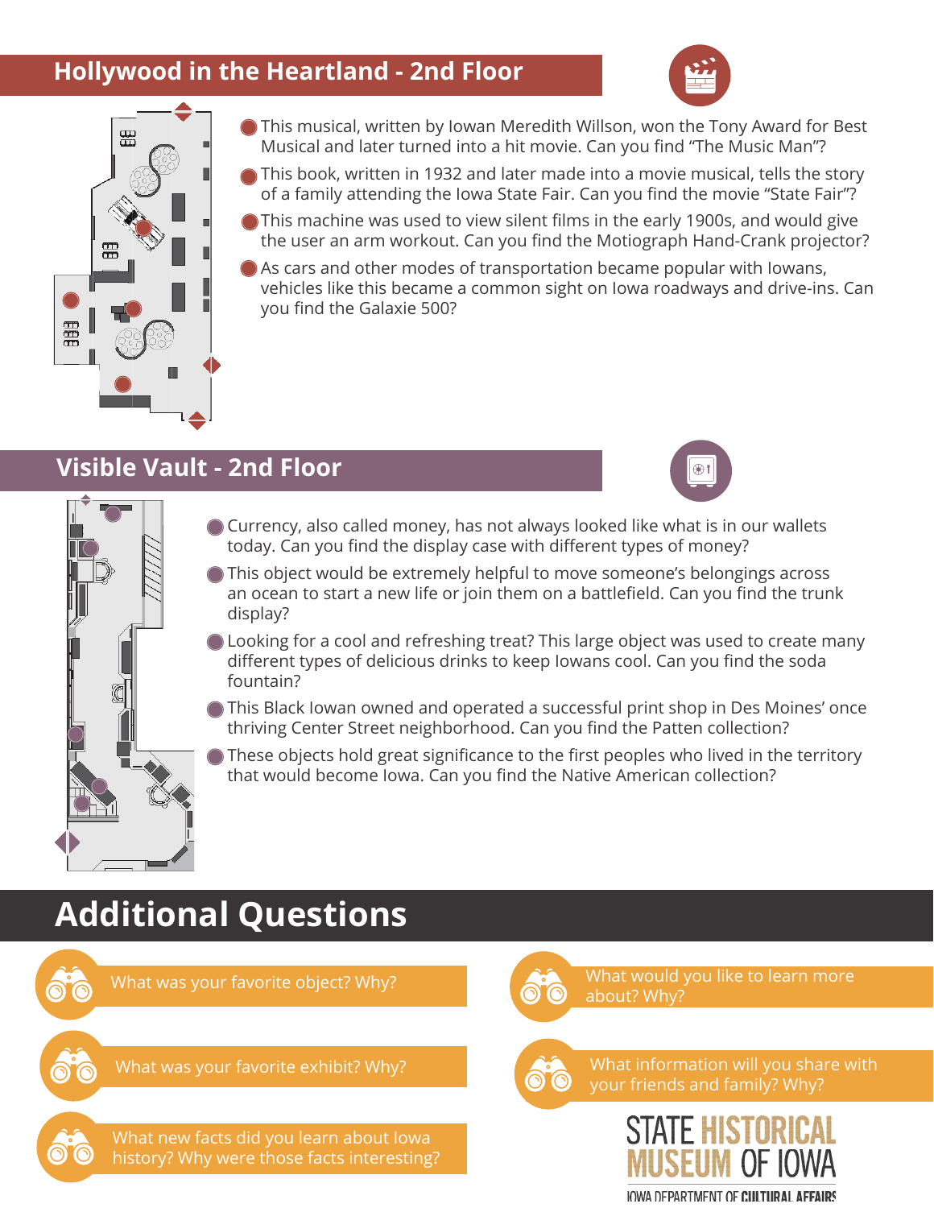## Hollywood in the Heartland - 2nd Floor

- This musical, written by Iowan Meredith Willson, won the Tony Award for Best Musical and later turned into a hit movie. Can you find "The Music Man"?
- This book, written in 1932 and later made into a movie musical, tells the story of a family attending the Iowa State Fair. Can you find the movie "State Fair"?
- This machine was used to view silent films in the early 1900s, and would give the user an arm workout. Can you find the Motiograph Hand-Crank projector?
- As cars and other modes of transportation became popular with Iowans, vehicles like this became a common sight on Iowa roadways and drive-ins. Can you find the Galaxie 500?

## Visible Vault - 2nd Floor

- Currency, also called money, has not always looked like what is in our wallets today. Can you find the display case with different types of money?
- This object would be extremely helpful to move someone's belongings across an ocean to start a new life or join them on a battlefield. Can you find the trunk display?
- Looking for a cool and refreshing treat? This large object was used to create many different types of delicious drinks to keep Iowans cool. Can you find the soda fountain?
- This Black Iowan owned and operated a successful print shop in Des Moines' once thriving Center Street neighborhood. Can you find the Patten collection?
- These objects hold great significance to the first peoples who lived in the territory that would become Iowa. Can you find the Native American collection?

# Additional Questions

- What was your favorite object? Why?
- What would you like to learn more about? Why?
- What was your favorite exhibit? Why?
- What information will you share with your friends and family? Why?
- What new facts did you learn about Iowa history? Why were those facts interesting?

STATE HISTORICAL MUSEUM OF IOWA
IOWA DEPARTMENT OF CULTURAL AFFAIRS